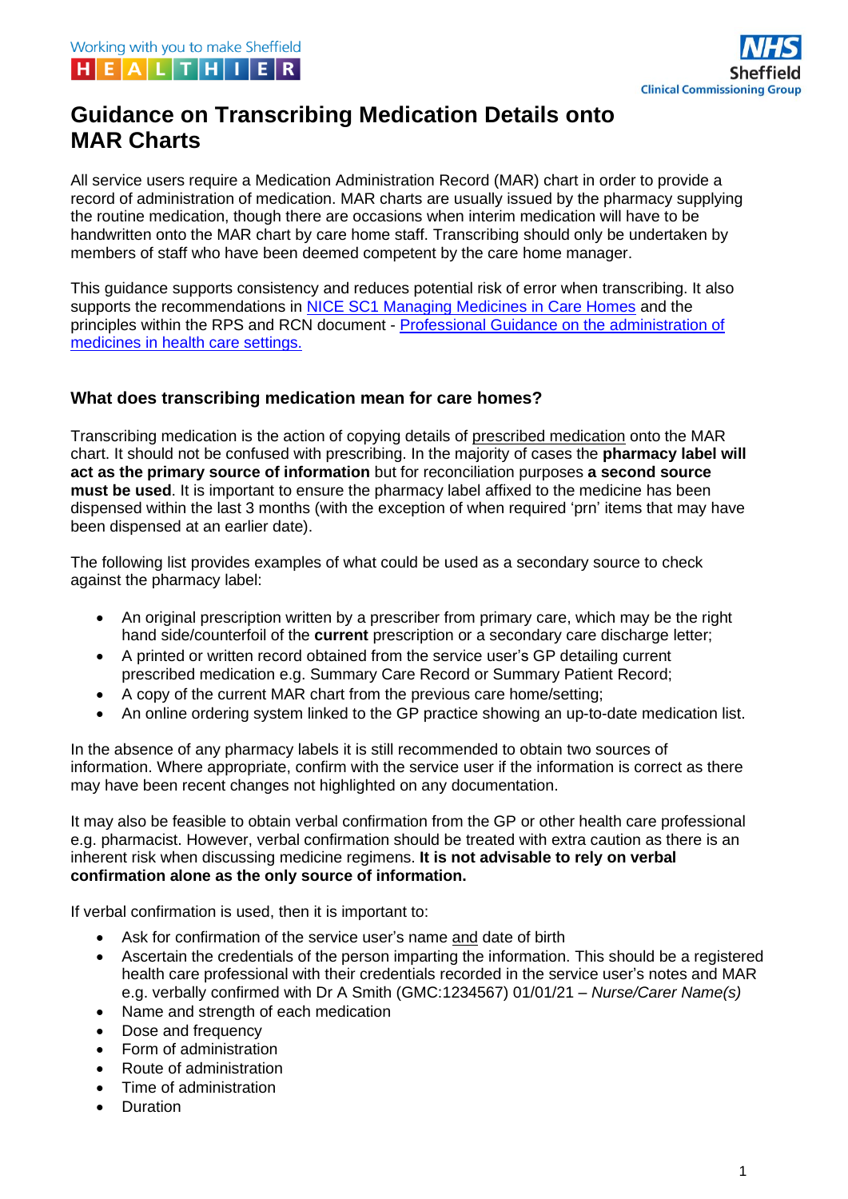# Guidance on Transcribing Medication Details onto MAR Charts

All service users require a Medication Administration Record (MAR) chart in order to provide a record of administration of medication. MAR charts are usually issued by the pharmacy supplying the routine medication, though there are occasions when interim medication will have to be handwritten onto the MAR chart by care home staff. Transcribing should only be undertaken by members of staff who have been deemed competent by the care home manager.

This guidance supports consistency and reduces potential risk of error when transcribing. It also supports the recommendations in NICE SC1 Managing Medicines in Care Homes and the principles within the RPS and RCN document - Professional Guidance on the administration of medicines in health care settings.

## What does transcribing medication mean for care homes?

Transcribing medication is the action of copying details of prescribed medication onto the MAR chart. It should not be confused with prescribing. In the majority of cases the **pharmacy label will act as the primary source of information** but for reconciliation purposes **a second source must be used**. It is important to ensure the pharmacy label affixed to the medicine has been dispensed within the last 3 months (with the exception of when required 'prn' items that may have been dispensed at an earlier date).

The following list provides examples of what could be used as a secondary source to check against the pharmacy label:

- An original prescription written by a prescriber from primary care, which may be the right hand side/counterfoil of the **current** prescription or a secondary care discharge letter;
- A printed or written record obtained from the service user's GP detailing current prescribed medication e.g. Summary Care Record or Summary Patient Record;
- A copy of the current MAR chart from the previous care home/setting;
- An online ordering system linked to the GP practice showing an up-to-date medication list.

In the absence of any pharmacy labels it is still recommended to obtain two sources of information. Where appropriate, confirm with the service user if the information is correct as there may have been recent changes not highlighted on any documentation.

It may also be feasible to obtain verbal confirmation from the GP or other health care professional e.g. pharmacist. However, verbal confirmation should be treated with extra caution as there is an inherent risk when discussing medicine regimens. **It is not advisable to rely on verbal confirmation alone as the only source of information.**

If verbal confirmation is used, then it is important to:

- Ask for confirmation of the service user's name and date of birth
- Ascertain the credentials of the person imparting the information. This should be a registered health care professional with their credentials recorded in the service user's notes and MAR e.g. verbally confirmed with Dr A Smith (GMC:1234567) 01/01/21 – *Nurse/Carer Name(s)*
- Name and strength of each medication
- Dose and frequency
- Form of administration
- Route of administration
- Time of administration
- Duration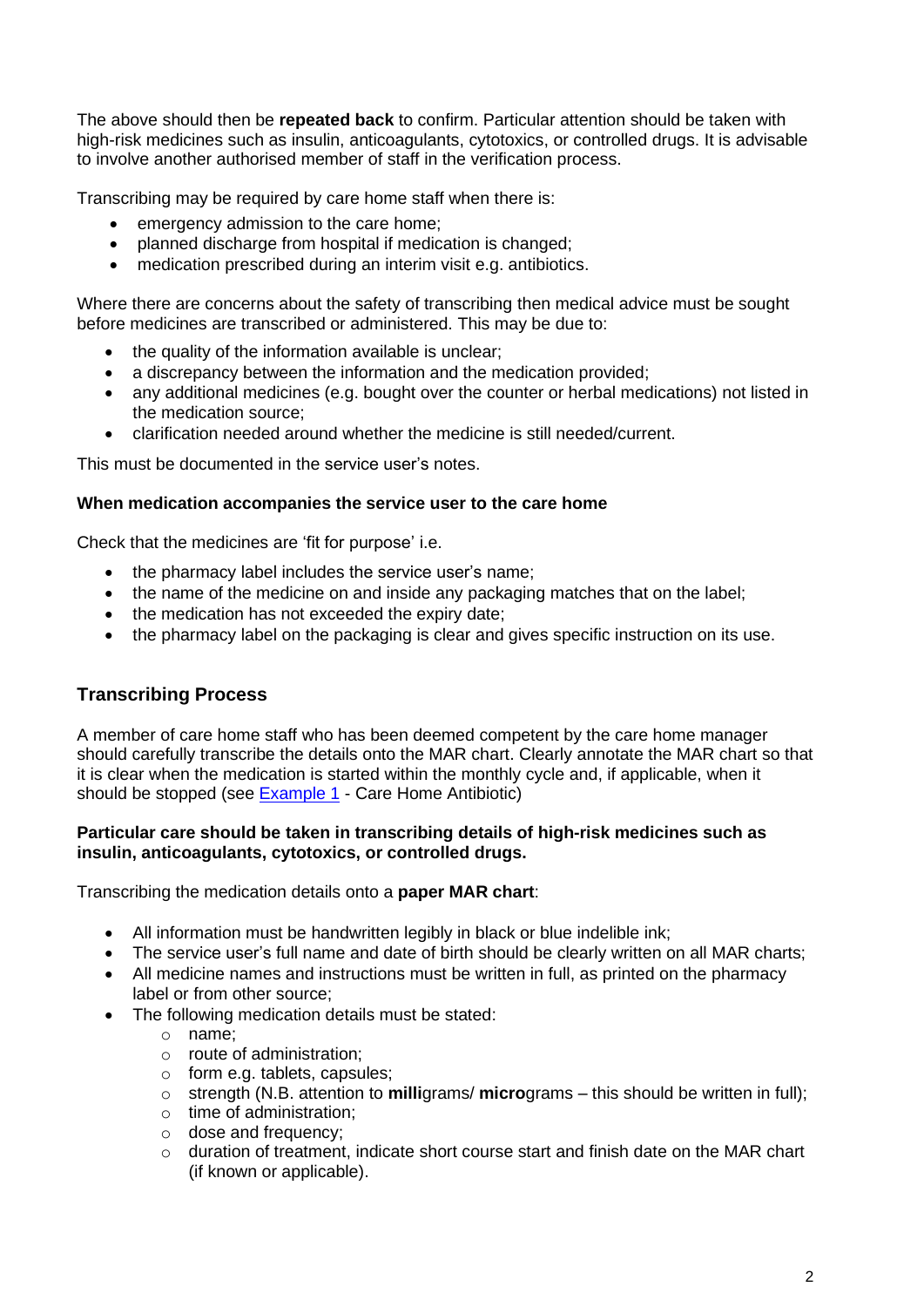The above should then be **repeated back** to confirm. Particular attention should be taken with high-risk medicines such as insulin, anticoagulants, cytotoxics, or controlled drugs. It is advisable to involve another authorised member of staff in the verification process.

Transcribing may be required by care home staff when there is:

- emergency admission to the care home;
- planned discharge from hospital if medication is changed;
- medication prescribed during an interim visit e.g. antibiotics.

Where there are concerns about the safety of transcribing then medical advice must be sought before medicines are transcribed or administered. This may be due to:

- the quality of the information available is unclear;
- a discrepancy between the information and the medication provided;
- any additional medicines (e.g. bought over the counter or herbal medications) not listed in the medication source;
- clarification needed around whether the medicine is still needed/current.

This must be documented in the service user's notes.

**When medication accompanies the service user to the care home**

Check that the medicines are 'fit for purpose' i.e.

- the pharmacy label includes the service user's name;
- the name of the medicine on and inside any packaging matches that on the label;
- the medication has not exceeded the expiry date;
- the pharmacy label on the packaging is clear and gives specific instruction on its use.

## Transcribing Process

A member of care home staff who has been deemed competent by the care home manager should carefully transcribe the details onto the MAR chart. Clearly annotate the MAR chart so that it is clear when the medication is started within the monthly cycle and, if applicable, when it should be stopped (see [Example 1](#) - Care Home Antibiotic)

**Particular care should be taken in transcribing details of high-risk medicines such as insulin, anticoagulants, cytotoxics, or controlled drugs.**

Transcribing the medication details onto a **paper MAR chart**:

- All information must be handwritten legibly in black or blue indelible ink;
- The service user's full name and date of birth should be clearly written on all MAR charts;
- All medicine names and instructions must be written in full, as printed on the pharmacy label or from other source;
- The following medication details must be stated:
  - name;
  - route of administration;
  - form e.g. tablets, capsules;
  - strength (N.B. attention to **milli**grams/ **micro**grams – this should be written in full);
  - time of administration;
  - dose and frequency;
  - duration of treatment, indicate short course start and finish date on the MAR chart (if known or applicable).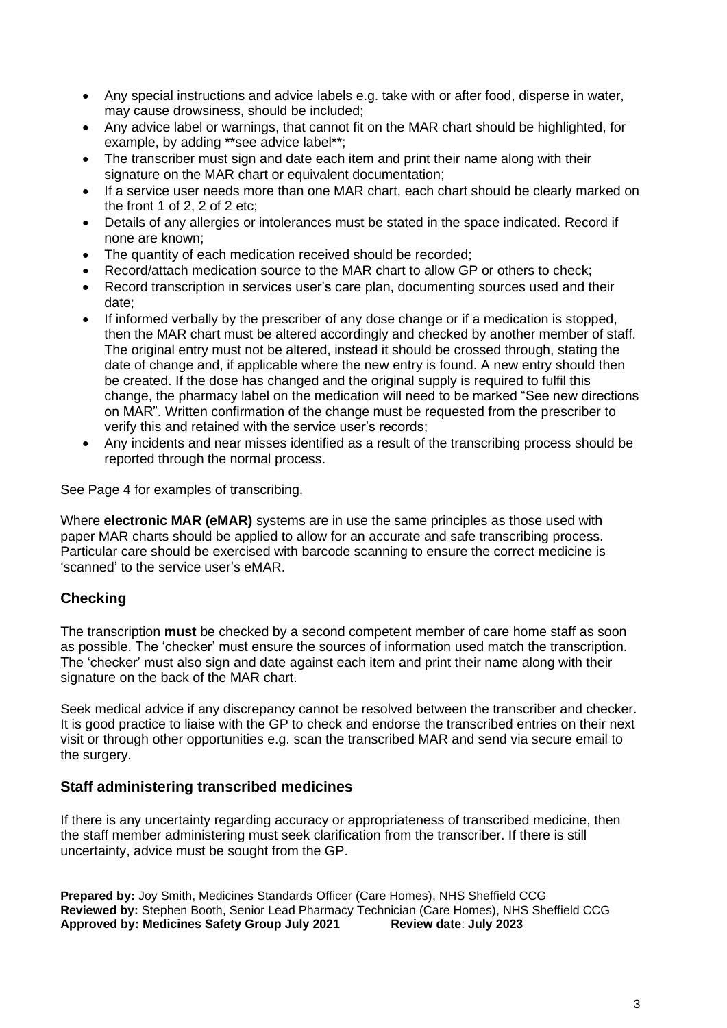- Any special instructions and advice labels e.g. take with or after food, disperse in water, may cause drowsiness, should be included;
- Any advice label or warnings, that cannot fit on the MAR chart should be highlighted, for example, by adding **see advice label**;
- The transcriber must sign and date each item and print their name along with their signature on the MAR chart or equivalent documentation;
- If a service user needs more than one MAR chart, each chart should be clearly marked on the front 1 of 2, 2 of 2 etc;
- Details of any allergies or intolerances must be stated in the space indicated. Record if none are known;
- The quantity of each medication received should be recorded;
- Record/attach medication source to the MAR chart to allow GP or others to check;
- Record transcription in services user's care plan, documenting sources used and their date;
- If informed verbally by the prescriber of any dose change or if a medication is stopped, then the MAR chart must be altered accordingly and checked by another member of staff. The original entry must not be altered, instead it should be crossed through, stating the date of change and, if applicable where the new entry is found. A new entry should then be created. If the dose has changed and the original supply is required to fulfil this change, the pharmacy label on the medication will need to be marked "See new directions on MAR". Written confirmation of the change must be requested from the prescriber to verify this and retained with the service user's records;
- Any incidents and near misses identified as a result of the transcribing process should be reported through the normal process.

See Page 4 for examples of transcribing.

Where **electronic MAR (eMAR)** systems are in use the same principles as those used with paper MAR charts should be applied to allow for an accurate and safe transcribing process. Particular care should be exercised with barcode scanning to ensure the correct medicine is 'scanned' to the service user's eMAR.

## Checking

The transcription **must** be checked by a second competent member of care home staff as soon as possible. The 'checker' must ensure the sources of information used match the transcription. The 'checker' must also sign and date against each item and print their name along with their signature on the back of the MAR chart.

Seek medical advice if any discrepancy cannot be resolved between the transcriber and checker. It is good practice to liaise with the GP to check and endorse the transcribed entries on their next visit or through other opportunities e.g. scan the transcribed MAR and send via secure email to the surgery.

## Staff administering transcribed medicines

If there is any uncertainty regarding accuracy or appropriateness of transcribed medicine, then the staff member administering must seek clarification from the transcriber. If there is still uncertainty, advice must be sought from the GP.

**Prepared by:** Joy Smith, Medicines Standards Officer (Care Homes), NHS Sheffield CCG
**Reviewed by:** Stephen Booth, Senior Lead Pharmacy Technician (Care Homes), NHS Sheffield CCG
**Approved by: Medicines Safety Group July 2021** **Review date**: **July 2023**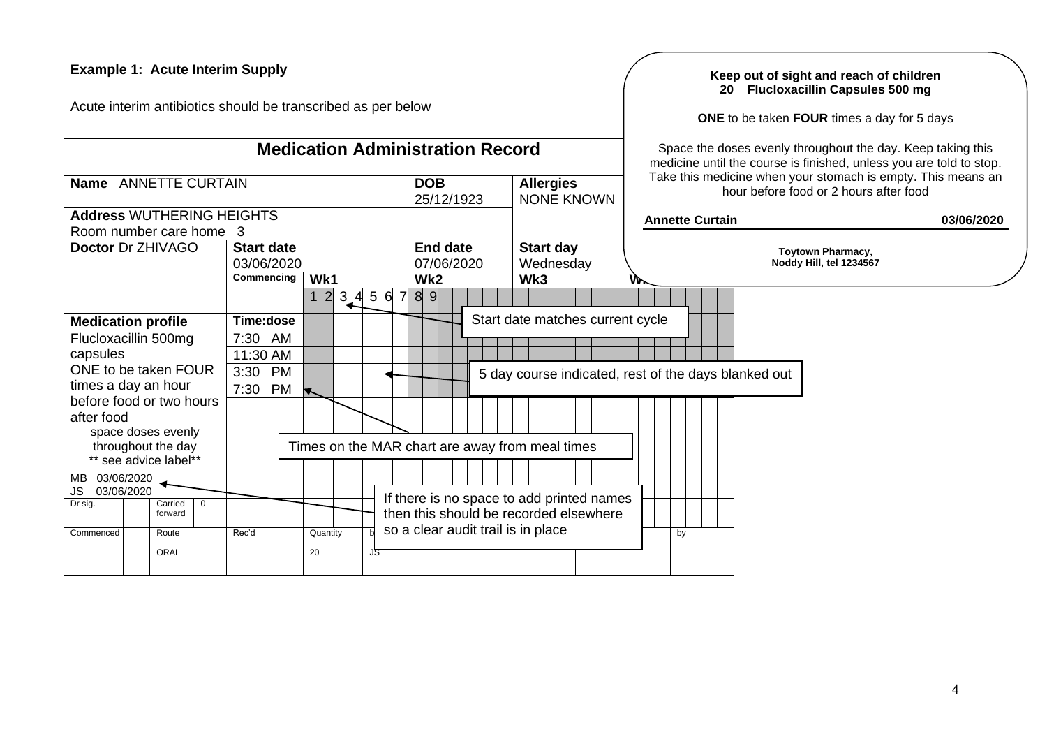**Example 1: Acute Interim Supply**

Acute interim antibiotics should be transcribed as per below

**Keep out of sight and reach of children**
**20 Flucloxacillin Capsules 500 mg**

**ONE** to be taken **FOUR** times a day for 5 days

Space the doses evenly throughout the day. Keep taking this medicine until the course is finished, unless you are told to stop. Take this medicine when your stomach is empty. This means an hour before food or 2 hours after food

**Annette Curtain** **03/06/2020**

**Toytown Pharmacy,**
**Noddy Hill, tel 1234567**

## Medication Administration Record

| | | | | | |
|---|---|---|---|---|---|
| **Name** ANNETTE CURTAIN | | | **DOB** 25/12/1923 | **Allergies** NONE KNOWN | |
| **Address** WUTHERING HEIGHTS Room number care home 3 | | | | | |
| **Doctor** Dr ZHIVAGO | **Start date** 03/06/2020 | | **End date** 07/06/2020 | **Start day** Wednesday | |
| | **Commencing** | **Wk1** (1 2 3 4 5 6 7) | **Wk2** (8 9 ...) | **Wk3** | **Wk4** |
| **Medication profile** | **Time:dose** | | | | |
| Flucloxacillin 500mg capsules ONE to be taken FOUR times a day an hour before food or two hours after food space doses evenly throughout the day ** see advice label** | 7:30 AM | | | | |
| | 11:30 AM | | | | |
| | 3:30 PM | | | | |
| | 7:30 PM | | | | |
| MB 03/06/2020 JS 03/06/2020 | | | | | |
| Dr sig. | Carried forward 0 | | | | |
| Commenced | Route ORAL | Rec'd | Quantity 20 | by JS | by |

Start date matches current cycle

5 day course indicated, rest of the days blanked out

Times on the MAR chart are away from meal times

If there is no space to add printed names then this should be recorded elsewhere so a clear audit trail is in place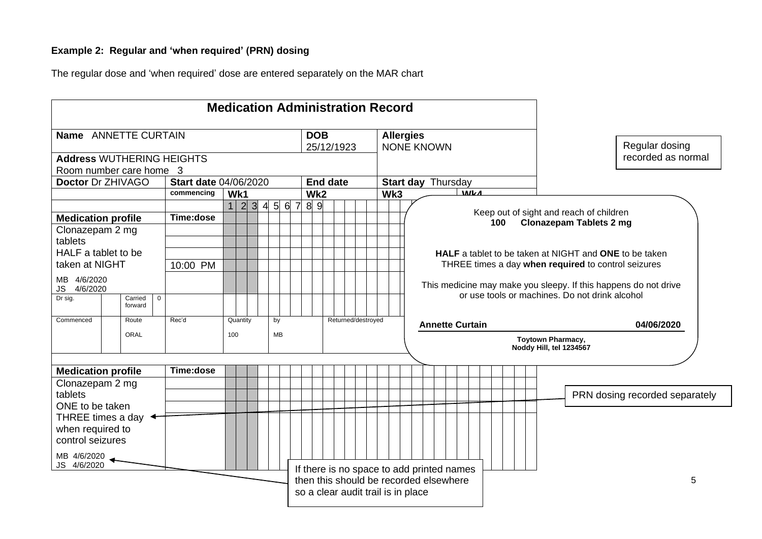**Example 2: Regular and 'when required' (PRN) dosing**

The regular dose and 'when required' dose are entered separately on the MAR chart

## Medication Administration Record

| | | | |
|---|---|---|---|
| **Name** ANNETTE CURTAIN | | **DOB** 25/12/1923 | **Allergies** NONE KNOWN |
| **Address** WUTHERING HEIGHTS<br>Room number care home 3 | | | |
| **Doctor** Dr ZHIVAGO | **Start date** 04/06/2020 | **End date** | **Start day** Thursday |

| | commencing | Wk1 | | | | | | | Wk2 | | | Wk3 | Wk4 |
|---|---|---|---|---|---|---|---|---|---|---|---|---|---|
| | | 1 | 2 | 3 | 4 | 5 | 6 | 7 | 8 | 9 | | | |
| **Medication profile** | **Time:dose** | | | | | | | | | | | | |
| Clonazepam 2 mg tablets<br>HALF a tablet to be taken at NIGHT<br>MB 4/6/2020<br>JS 4/6/2020 | 10:00 PM | | | | | | | | | | | | |
| Dr sig. / Carried forward 0 | | | | | | | | | | | | | |
| Commenced / Route ORAL | Rec'd | Quantity 100 | | | | by MB | | | Returned/destroyed | | | | |
| **Medication profile** | **Time:dose** | | | | | | | | | | | | |
| Clonazepam 2 mg tablets<br>ONE to be taken THREE times a day when required to control seizures<br>MB 4/6/2020<br>JS 4/6/2020 | | | | | | | | | | | | | |

Regular dosing recorded as normal

Keep out of sight and reach of children
**100 Clonazepam Tablets 2 mg**

**HALF** a tablet to be taken at NIGHT and **ONE** to be taken THREE times a day **when required** to control seizures

This medicine may make you sleepy. If this happens do not drive or use tools or machines. Do not drink alcohol

**Annette Curtain** **04/06/2020**

**Toytown Pharmacy,**
**Noddy Hill, tel 1234567**

PRN dosing recorded separately

If there is no space to add printed names then this should be recorded elsewhere so a clear audit trail is in place